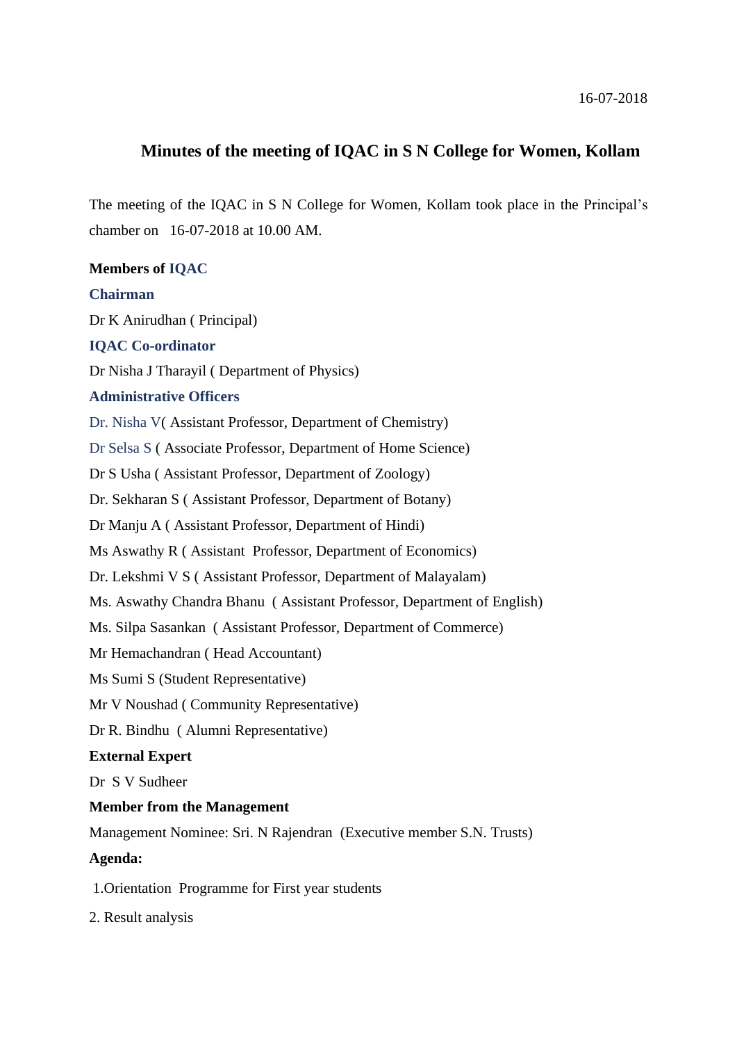16-07-2018

# Minutes of the meeting of IQAC in S N College for Women, Kollam

The meeting of the IQAC in S N College for Women, Kollam took place in the Principal's chamber on 16-07-2018 at 10.00 AM.

**Members of IQAC**

**Chairman**

Dr K Anirudhan ( Principal)

**IQAC Co-ordinator**

Dr Nisha J Tharayil ( Department of Physics)

**Administrative Officers**

Dr. Nisha V( Assistant Professor, Department of Chemistry)

Dr Selsa S ( Associate Professor, Department of Home Science)

Dr S Usha ( Assistant Professor, Department of Zoology)

Dr. Sekharan S ( Assistant Professor, Department of Botany)

Dr Manju A ( Assistant Professor, Department of Hindi)

Ms Aswathy R ( Assistant Professor, Department of Economics)

Dr. Lekshmi V S ( Assistant Professor, Department of Malayalam)

Ms. Aswathy Chandra Bhanu ( Assistant Professor, Department of English)

Ms. Silpa Sasankan ( Assistant Professor, Department of Commerce)

Mr Hemachandran ( Head Accountant)

Ms Sumi S (Student Representative)

Mr V Noushad ( Community Representative)

Dr R. Bindhu ( Alumni Representative)

**External Expert**

Dr S V Sudheer

**Member from the Management**

Management Nominee: Sri. N Rajendran (Executive member S.N. Trusts)

**Agenda:**

1. Orientation Programme for First year students
2. Result analysis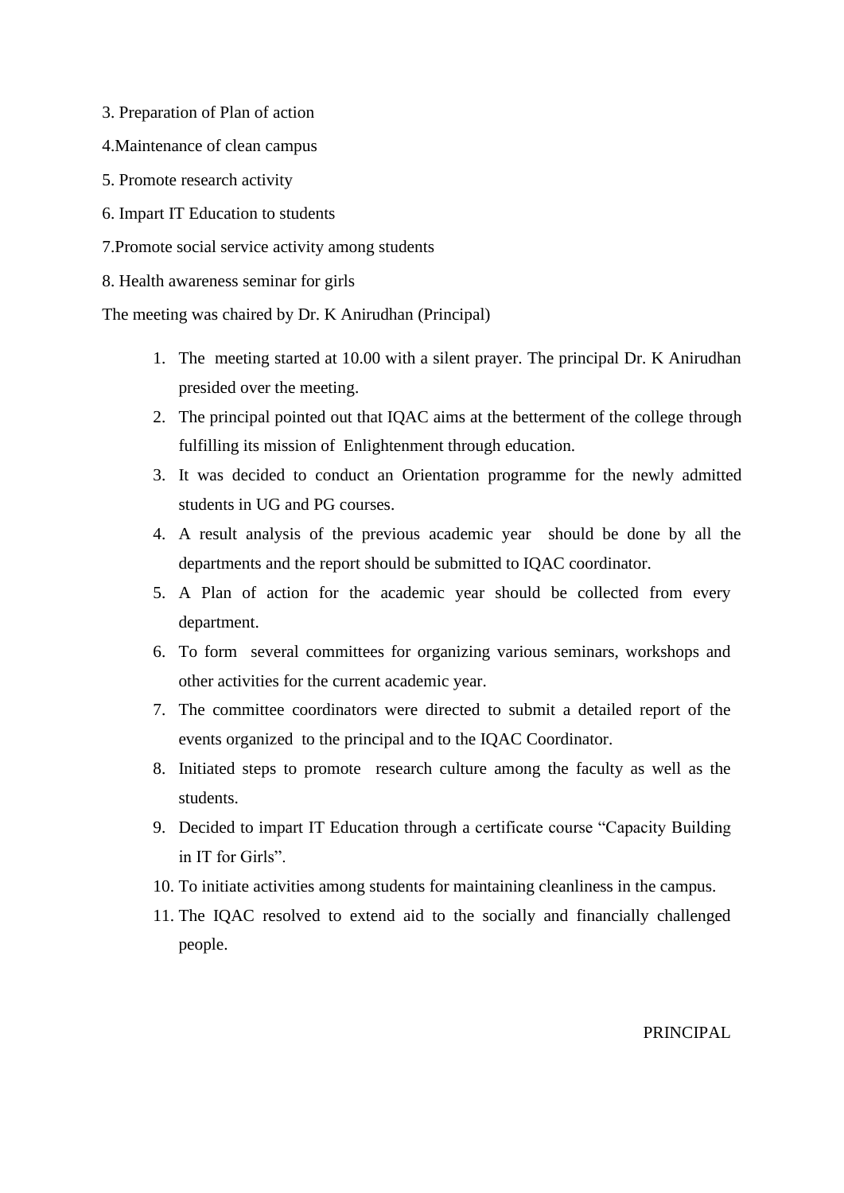3. Preparation of Plan of action

4.Maintenance of clean campus

5. Promote research activity

6. Impart IT Education to students

7.Promote social service activity among students

8. Health awareness seminar for girls

The meeting was chaired by Dr. K Anirudhan (Principal)

1. The meeting started at 10.00 with a silent prayer. The principal Dr. K Anirudhan presided over the meeting.
2. The principal pointed out that IQAC aims at the betterment of the college through fulfilling its mission of Enlightenment through education.
3. It was decided to conduct an Orientation programme for the newly admitted students in UG and PG courses.
4. A result analysis of the previous academic year should be done by all the departments and the report should be submitted to IQAC coordinator.
5. A Plan of action for the academic year should be collected from every department.
6. To form several committees for organizing various seminars, workshops and other activities for the current academic year.
7. The committee coordinators were directed to submit a detailed report of the events organized to the principal and to the IQAC Coordinator.
8. Initiated steps to promote research culture among the faculty as well as the students.
9. Decided to impart IT Education through a certificate course "Capacity Building in IT for Girls".
10. To initiate activities among students for maintaining cleanliness in the campus.
11. The IQAC resolved to extend aid to the socially and financially challenged people.

PRINCIPAL